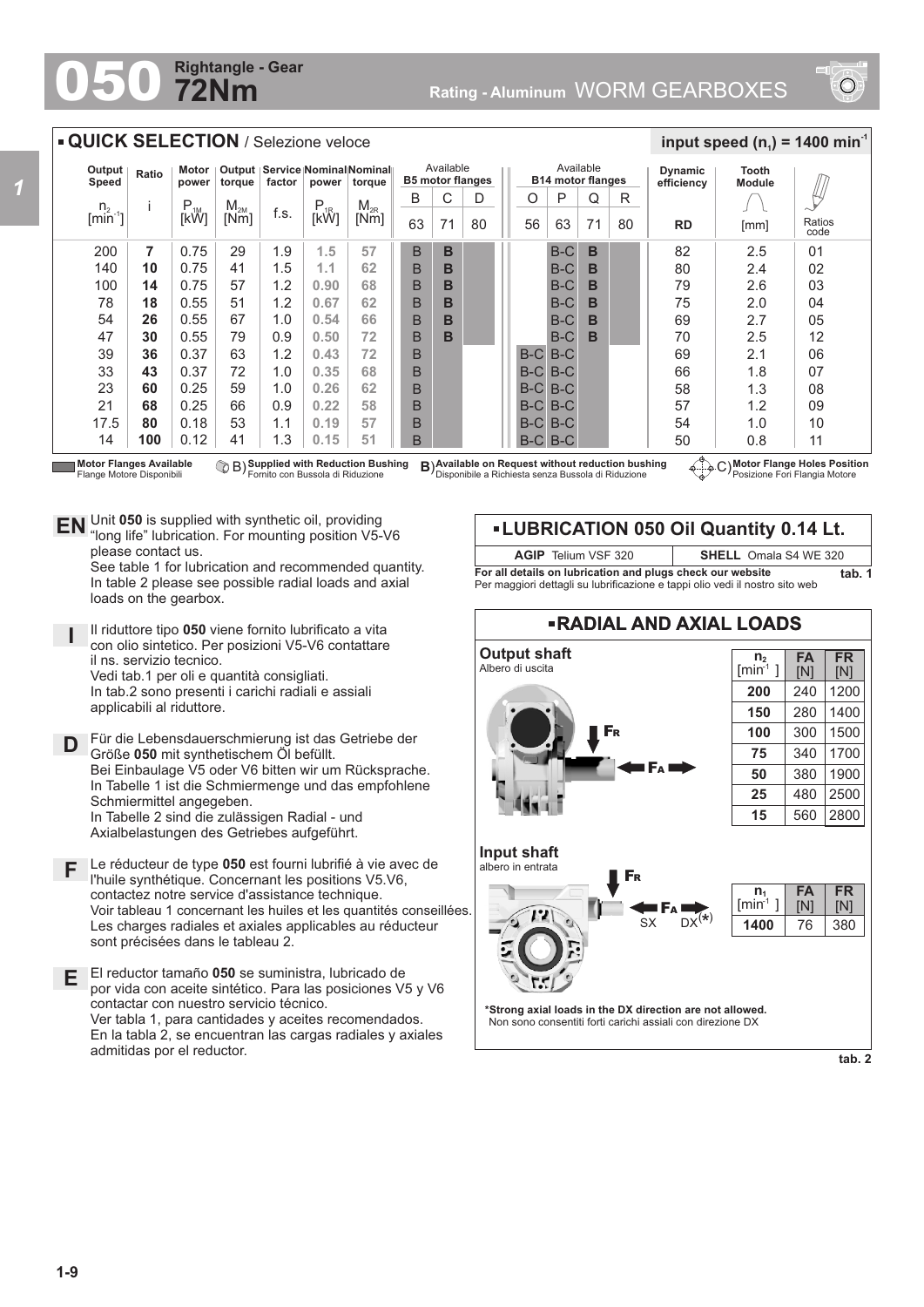# 050 72Nm Rightangle - Gear

**Rating - Aluminum** WORM GEARBOXES

## QUICK SELECTION / Selezione veloce

**input speed ($n_1$) = 1400 min⁻¹**

| Output Speed $n_2$ [min⁻¹] | Ratio i | Motor power $P_{1M}$ [kW] | Output torque $M_{2M}$ [Nm] | Service factor f.s. | Nominal power $P_{1R}$ [kW] | Nominal torque $M_{2R}$ [Nm] | B5 B 63 | B5 C 71 | B5 D 80 | B14 O 56 | B14 P 63 | B14 Q 71 | B14 R 80 | Dynamic efficiency RD | Tooth Module [mm] | Ratios code |
|---|---|---|---|---|---|---|---|---|---|---|---|---|---|---|---|---|
| 200 | **7** | 0.75 | 29 | 1.9 | **1.5** | **57** | B | **B** | | | B-C | **B** | | 82 | 2.5 | 01 |
| 140 | **10** | 0.75 | 41 | 1.5 | **1.1** | **62** | B | **B** | | | B-C | **B** | | 80 | 2.4 | 02 |
| 100 | **14** | 0.75 | 57 | 1.2 | **0.90** | **68** | B | **B** | | | B-C | **B** | | 79 | 2.6 | 03 |
| 78 | **18** | 0.55 | 51 | 1.2 | **0.67** | **62** | B | **B** | | | B-C | **B** | | 75 | 2.0 | 04 |
| 54 | **26** | 0.55 | 67 | 1.0 | **0.54** | **66** | B | **B** | | | B-C | **B** | | 69 | 2.7 | 05 |
| 47 | **30** | 0.55 | 79 | 0.9 | **0.50** | **72** | B | **B** | | | B-C | **B** | | 70 | 2.5 | 12 |
| 39 | **36** | 0.37 | 63 | 1.2 | **0.43** | **72** | B | | | B-C | B-C | | | 69 | 2.1 | 06 |
| 33 | **43** | 0.37 | 72 | 1.0 | **0.35** | **68** | B | | | B-C | B-C | | | 66 | 1.8 | 07 |
| 23 | **60** | 0.25 | 59 | 1.0 | **0.26** | **62** | B | | | B-C | B-C | | | 58 | 1.3 | 08 |
| 21 | **68** | 0.25 | 66 | 0.9 | **0.22** | **58** | B | | | B-C | B-C | | | 57 | 1.2 | 09 |
| 17.5 | **80** | 0.18 | 53 | 1.1 | **0.19** | **57** | B | | | B-C | B-C | | | 54 | 1.0 | 10 |
| 14 | **100** | 0.12 | 41 | 1.3 | **0.15** | **51** | B | | | B-C | B-C | | | 50 | 0.8 | 11 |

**Motor Flanges Available** / Flange Motore Disponibili
B) **Supplied with Reduction Bushing** / Fornito con Bussola di Riduzione
B) **Available on Request without reduction bushing** / Disponibile a Richiesta senza Bussola di Riduzione
C) **Motor Flange Holes Position** / Posizione Fori Flangia Motore

**EN** Unit **050** is supplied with synthetic oil, providing "long life" lubrication. For mounting position V5-V6 please contact us.
See table 1 for lubrication and recommended quantity.
In table 2 please see possible radial loads and axial loads on the gearbox.

**I** Il riduttore tipo **050** viene fornito lubrificato a vita con olio sintetico. Per posizioni V5-V6 contattare il ns. servizio tecnico.
Vedi tab.1 per oli e quantità consigliati.
In tab.2 sono presenti i carichi radiali e assiali applicabili al riduttore.

**D** Für die Lebensdauerschmierung ist das Getriebe der Größe **050** mit synthetischem Öl befüllt.
Bei Einbaulage V5 oder V6 bitten wir um Rücksprache.
In Tabelle 1 ist die Schmiermenge und das empfohlene Schmiermittel angegeben.
In Tabelle 2 sind die zulässigen Radial - und Axialbelastungen des Getriebes aufgeführt.

**F** Le réducteur de type **050** est fourni lubrifié à vie avec de l'huile synthétique. Concernant les positions V5.V6, contactez notre service d'assistance technique.
Voir tableau 1 concernant les huiles et les quantités conseillées.
Les charges radiales et axiales applicables au réducteur sont précisées dans le tableau 2.

**E** El reductor tamaño **050** se suministra, lubricado de por vida con aceite sintético. Para las posiciones V5 y V6 contactar con nuestro servicio técnico.
Ver tabla 1, para cantidades y aceites recomendados.
En la tabla 2, se encuentran las cargas radiales y axiales admitidas por el reductor.

## LUBRICATION 050 Oil Quantity 0.14 Lt.

| AGIP | SHELL |
|---|---|
| Telium VSF 320 | Omala S4 WE 320 |

**For all details on lubrication and plugs check our website**
Per maggiori dettagli su lubrificazione e tappi olio vedi il nostro sito web

**tab. 1**

## RADIAL AND AXIAL LOADS

**Output shaft**
Albero di uscita

| $n_2$ [min⁻¹] | FA [N] | FR [N] |
|---|---|---|
| **200** | 240 | 1200 |
| **150** | 280 | 1400 |
| **100** | 300 | 1500 |
| **75** | 340 | 1700 |
| **50** | 380 | 1900 |
| **25** | 480 | 2500 |
| **15** | 560 | 2800 |

**Input shaft**
albero in entrata

FR
FA
SX DX(*)

| $n_1$ [min⁻¹] | FA [N] | FR [N] |
|---|---|---|
| **1400** | 76 | 380 |

**\*Strong axial loads in the DX direction are not allowed.**
Non sono consentiti forti carichi assiali con direzione DX

**tab. 2**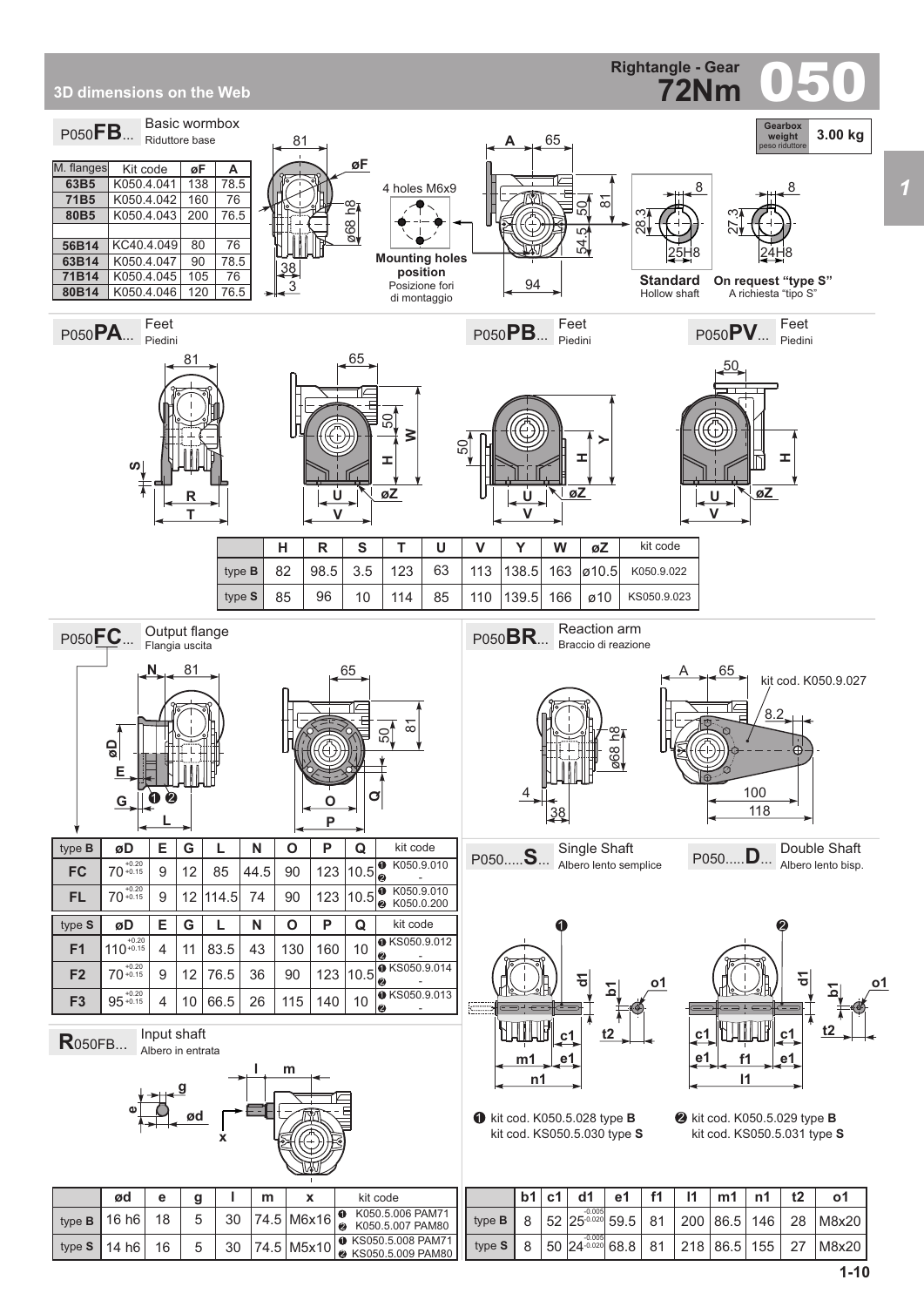# Rightangle - Gear 72Nm 050

3D dimensions on the Web

## P050FB... Basic wormbox
Riduttore base

Gearbox weight / peso riduttore: 3.00 kg

| M. flanges | Kit code | øF | A |
|---|---|---|---|
| 63B5 | K050.4.041 | 138 | 78.5 |
| 71B5 | K050.4.042 | 160 | 76 |
| 80B5 | K050.4.043 | 200 | 76.5 |
| | | | |
| 56B14 | KC40.4.049 | 80 | 76 |
| 63B14 | K050.4.047 | 90 | 78.5 |
| 71B14 | K050.4.045 | 105 | 76 |
| 80B14 | K050.4.046 | 120 | 76.5 |

81
øF
ø68 h8
38
3

4 holes M6x9

**Mounting holes position**
Posizione fori di montaggio

A
65
50
81
54.5
94

28.3
8
25H8
**Standard**
Hollow shaft

27.3
8
24H8
**On request "type S"**
A richiesta "tipo S"

## P050PA... Feet
Piedini

## P050PB... Feet
Piedini

## P050PV... Feet
Piedini

81
65
50
S
R
T
H
W
U
V
øZ
Y

| | H | R | S | T | U | V | Y | W | øZ | kit code |
|---|---|---|---|---|---|---|---|---|---|---|
| type B | 82 | 98.5 | 3.5 | 123 | 63 | 113 | 138.5 | 163 | ø10.5 | K050.9.022 |
| type S | 85 | 96 | 10 | 114 | 85 | 110 | 139.5 | 166 | ø10 | KS050.9.023 |

## P050FC... Output flange
Flangia uscita

N
81
65
50
81
øD
E
G
L
O
P
Q
❶ ❷

| type B | øD | E | G | L | N | O | P | Q | kit code |
|---|---|---|---|---|---|---|---|---|---|
| FC | $70^{+0.20}_{+0.15}$ | 9 | 12 | 85 | 44.5 | 90 | 123 | 10.5 | ❶ K050.9.010 ❷ - |
| FL | $70^{+0.20}_{+0.15}$ | 9 | 12 | 114.5 | 74 | 90 | 123 | 10.5 | ❶ K050.9.010 ❷ K050.0.200 |

| type S | øD | E | G | L | N | O | P | Q | kit code |
|---|---|---|---|---|---|---|---|---|---|
| F1 | $110^{+0.20}_{+0.15}$ | 4 | 11 | 83.5 | 43 | 130 | 160 | 10 | ❶ KS050.9.012 ❷ - |
| F2 | $70^{+0.20}_{+0.15}$ | 9 | 12 | 76.5 | 36 | 90 | 123 | 10.5 | ❶ KS050.9.014 ❷ - |
| F3 | $95^{+0.20}_{+0.15}$ | 4 | 10 | 66.5 | 26 | 115 | 140 | 10 | ❶ KS050.9.013 ❷ - |

## P050BR... Reaction arm
Braccio di reazione

A
65
kit cod. K050.9.027
8.2
ø68 h8
4
38
100
118

## R050FB... Input shaft
Albero in entrata

l
m
g
e
ød
x

| | ød | e | g | l | m | x | kit code |
|---|---|---|---|---|---|---|---|
| type B | 16 h6 | 18 | 5 | 30 | 74.5 | M6x16 | ❶ K050.5.006 PAM71 ❷ K050.5.007 PAM80 |
| type S | 14 h6 | 16 | 5 | 30 | 74.5 | M5x10 | ❶ KS050.5.008 PAM71 ❷ KS050.5.009 PAM80 |

## P050.....S... Single Shaft
Albero lento semplice

## P050.....D... Double Shaft
Albero lento bisp.

❶
d1
b1
o1
c1
t2
m1
e1
n1

❷
d1
b1
o1
c1
c1
t2
e1
f1
e1
l1

❶ kit cod. K050.5.028 type **B**
kit cod. KS050.5.030 type **S**

❷ kit cod. K050.5.029 type **B**
kit cod. KS050.5.031 type **S**

| | b1 | c1 | d1 | e1 | f1 | l1 | m1 | n1 | t2 | o1 |
|---|---|---|---|---|---|---|---|---|---|---|
| type B | 8 | 52 | $25^{-0.005}_{-0.020}$ | 59.5 | 81 | 200 | 86.5 | 146 | 28 | M8x20 |
| type S | 8 | 50 | $24^{-0.005}_{-0.020}$ | 68.8 | 81 | 218 | 86.5 | 155 | 27 | M8x20 |